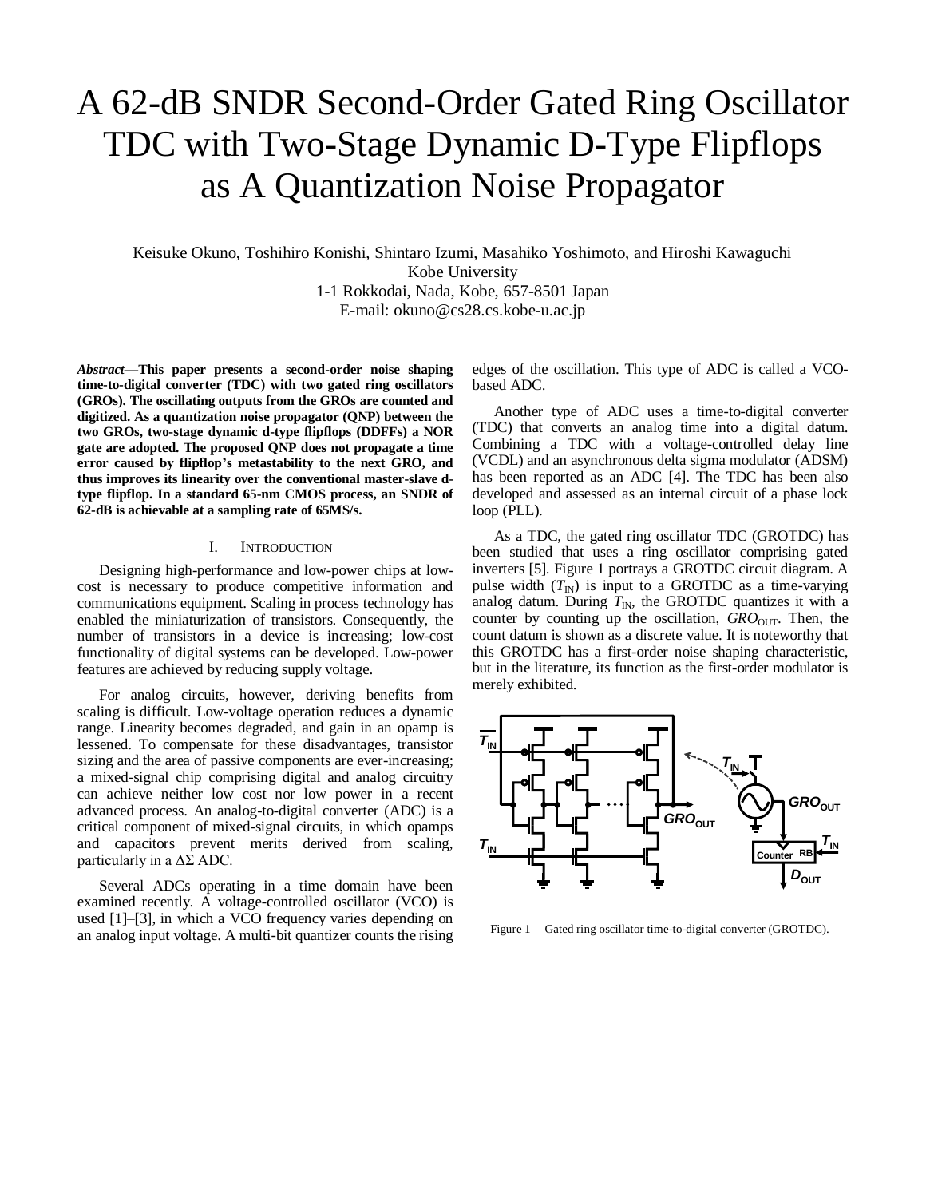// A 62-dB SNDR Second-Order Gated Ring Oscillator TDC with Two-Stage Dynamic D-Type Flipflops as A Quantization Noise Propagator

Keisuke Okuno, Toshihiro Konishi, Shintaro Izumi, Masahiko Yoshimoto, and Hiroshi Kawaguchi
Kobe University
1-1 Rokkodai, Nada, Kobe, 657-8501 Japan
E-mail: okuno@cs28.cs.kobe-u.ac.jp

***Abstract*—This paper presents a second-order noise shaping time-to-digital converter (TDC) with two gated ring oscillators (GROs). The oscillating outputs from the GROs are counted and digitized. As a quantization noise propagator (QNP) between the two GROs, two-stage dynamic d-type flipflops (DDFFs) a NOR gate are adopted. The proposed QNP does not propagate a time error caused by flipflop's metastability to the next GRO, and thus improves its linearity over the conventional master-slave d-type flipflop. In a standard 65-nm CMOS process, an SNDR of 62-dB is achievable at a sampling rate of 65MS/s.**

## I. Introduction

Designing high-performance and low-power chips at low-cost is necessary to produce competitive information and communications equipment. Scaling in process technology has enabled the miniaturization of transistors. Consequently, the number of transistors in a device is increasing; low-cost functionality of digital systems can be developed. Low-power features are achieved by reducing supply voltage.

For analog circuits, however, deriving benefits from scaling is difficult. Low-voltage operation reduces a dynamic range. Linearity becomes degraded, and gain in an opamp is lessened. To compensate for these disadvantages, transistor sizing and the area of passive components are ever-increasing; a mixed-signal chip comprising digital and analog circuitry can achieve neither low cost nor low power in a recent advanced process. An analog-to-digital converter (ADC) is a critical component of mixed-signal circuits, in which opamps and capacitors prevent merits derived from scaling, particularly in a $\Delta\Sigma$ ADC.

Several ADCs operating in a time domain have been examined recently. A voltage-controlled oscillator (VCO) is used [1]–[3], in which a VCO frequency varies depending on an analog input voltage. A multi-bit quantizer counts the rising edges of the oscillation. This type of ADC is called a VCO-based ADC.

Another type of ADC uses a time-to-digital converter (TDC) that converts an analog time into a digital datum. Combining a TDC with a voltage-controlled delay line (VCDL) and an asynchronous delta sigma modulator (ADSM) has been reported as an ADC [4]. The TDC has been also developed and assessed as an internal circuit of a phase lock loop (PLL).

As a TDC, the gated ring oscillator TDC (GROTDC) has been studied that uses a ring oscillator comprising gated inverters [5]. Figure 1 portrays a GROTDC circuit diagram. A pulse width ($T_{IN}$) is input to a GROTDC as a time-varying analog datum. During $T_{IN}$, the GROTDC quantizes it with a counter by counting up the oscillation, $GRO_{OUT}$. Then, the count datum is shown as a discrete value. It is noteworthy that this GROTDC has a first-order noise shaping characteristic, but in the literature, its function as the first-order modulator is merely exhibited.

Figure 1 Gated ring oscillator time-to-digital converter (GROTDC).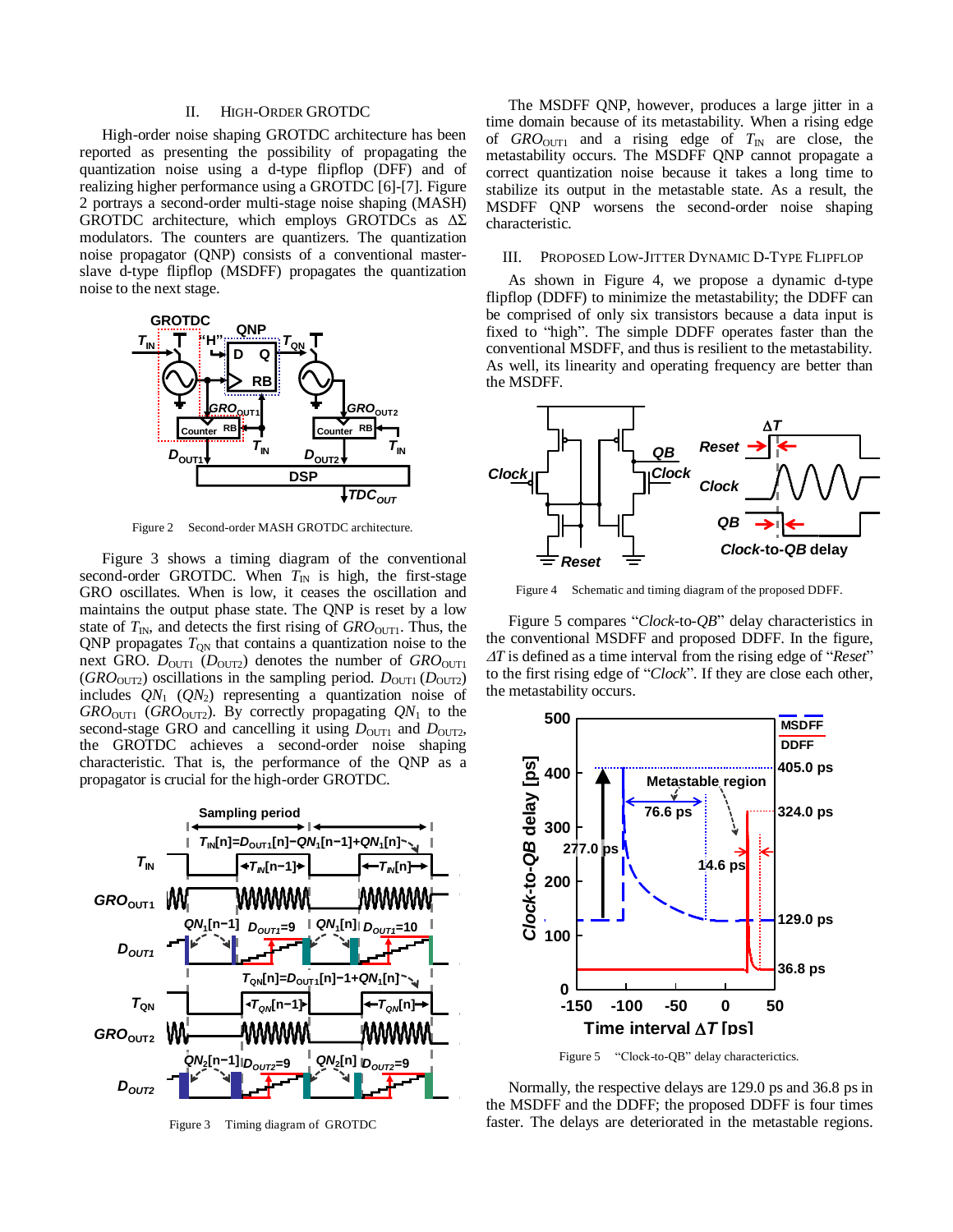## II. HIGH-ORDER GROTDC

High-order noise shaping GROTDC architecture has been reported as presenting the possibility of propagating the quantization noise using a d-type flipflop (DFF) and of realizing higher performance using a GROTDC [6]-[7]. Figure 2 portrays a second-order multi-stage noise shaping (MASH) GROTDC architecture, which employs GROTDCs as ΔΣ modulators. The counters are quantizers. The quantization noise propagator (QNP) consists of a conventional master-slave d-type flipflop (MSDFF) propagates the quantization noise to the next stage.

Figure 2 Second-order MASH GROTDC architecture.

Figure 3 shows a timing diagram of the conventional second-order GROTDC. When $T_{IN}$ is high, the first-stage GRO oscillates. When is low, it ceases the oscillation and maintains the output phase state. The QNP is reset by a low state of $T_{IN}$, and detects the first rising of $GRO_{OUT1}$. Thus, the QNP propagates $T_{QN}$ that contains a quantization noise to the next GRO. $D_{OUT1}$ ($D_{OUT2}$) denotes the number of $GRO_{OUT1}$ ($GRO_{OUT2}$) oscillations in the sampling period. $D_{OUT1}$ ($D_{OUT2}$) includes $QN_1$ ($QN_2$) representing a quantization noise of $GRO_{OUT1}$ ($GRO_{OUT2}$). By correctly propagating $QN_1$ to the second-stage GRO and cancelling it using $D_{OUT1}$ and $D_{OUT2}$, the GROTDC achieves a second-order noise shaping characteristic. That is, the performance of the QNP as a propagator is crucial for the high-order GROTDC.

Figure 3 Timing diagram of GROTDC

The MSDFF QNP, however, produces a large jitter in a time domain because of its metastability. When a rising edge of $GRO_{OUT1}$ and a rising edge of $T_{IN}$ are close, the metastability occurs. The MSDFF QNP cannot propagate a correct quantization noise because it takes a long time to stabilize its output in the metastable state. As a result, the MSDFF QNP worsens the second-order noise shaping characteristic.

## III. PROPOSED LOW-JITTER DYNAMIC D-TYPE FLIPFLOP

As shown in Figure 4, we propose a dynamic d-type flipflop (DDFF) to minimize the metastability; the DDFF can be comprised of only six transistors because a data input is fixed to "high". The simple DDFF operates faster than the conventional MSDFF, and thus is resilient to the metastability. As well, its linearity and operating frequency are better than the MSDFF.

Figure 4 Schematic and timing diagram of the proposed DDFF.

Figure 5 compares "*Clock*-to-*QB*" delay characteristics in the conventional MSDFF and proposed DDFF. In the figure, *ΔT* is defined as a time interval from the rising edge of "*Reset*" to the first rising edge of "*Clock*". If they are close each other, the metastability occurs.

Figure 5 "Clock-to-QB" delay characterictics.

Normally, the respective delays are 129.0 ps and 36.8 ps in the MSDFF and the DDFF; the proposed DDFF is four times faster. The delays are deteriorated in the metastable regions.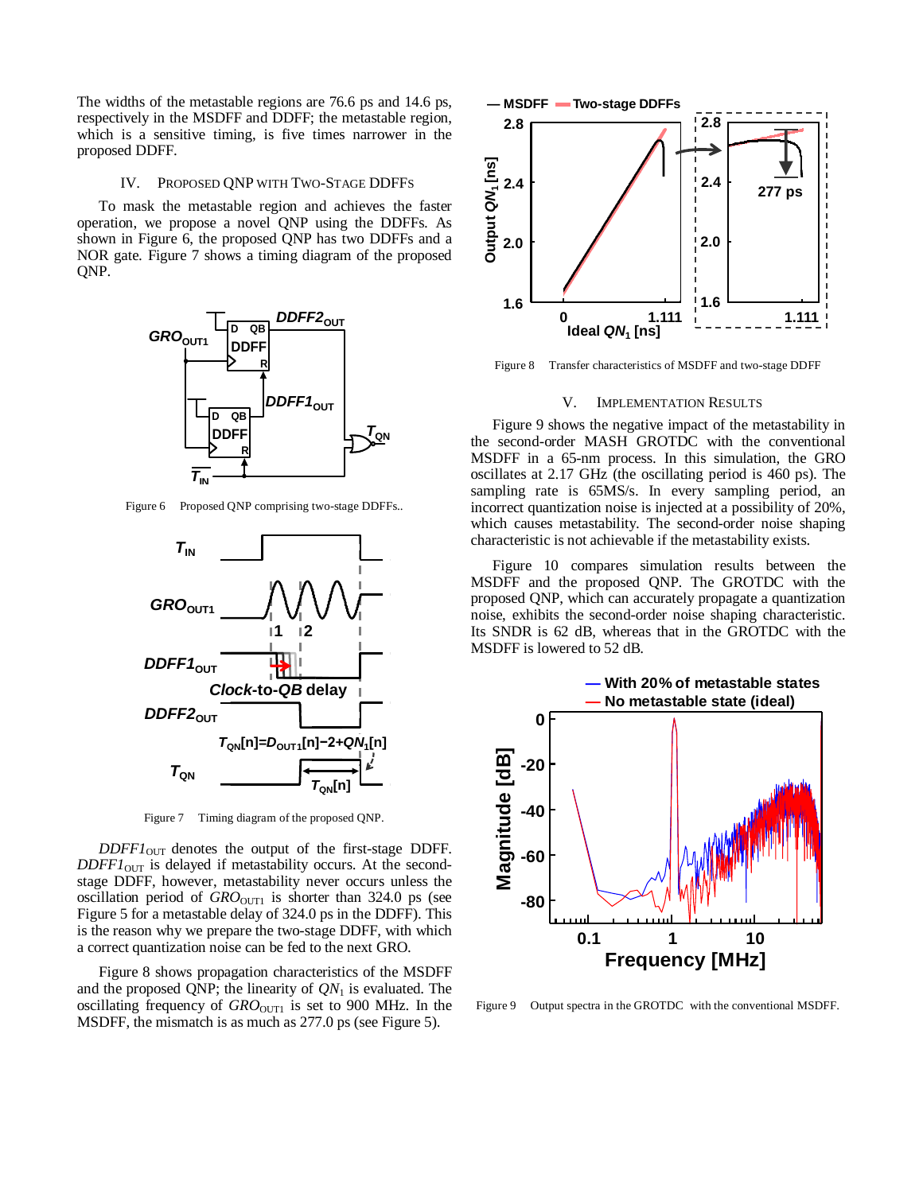The widths of the metastable regions are 76.6 ps and 14.6 ps, respectively in the MSDFF and DDFF; the metastable region, which is a sensitive timing, is five times narrower in the proposed DDFF.

## IV. Proposed QNP with Two-Stage DDFFs

To mask the metastable region and achieves the faster operation, we propose a novel QNP using the DDFFs. As shown in Figure 6, the proposed QNP has two DDFFs and a NOR gate. Figure 7 shows a timing diagram of the proposed QNP.

Figure 6 Proposed QNP comprising two-stage DDFFs..

Figure 7 Timing diagram of the proposed QNP.

$DDFF1_{OUT}$ denotes the output of the first-stage DDFF. $DDFF1_{OUT}$ is delayed if metastability occurs. At the second-stage DDFF, however, metastability never occurs unless the oscillation period of $GRO_{OUT1}$ is shorter than 324.0 ps (see Figure 5 for a metastable delay of 324.0 ps in the DDFF). This is the reason why we prepare the two-stage DDFF, with which a correct quantization noise can be fed to the next GRO.

Figure 8 shows propagation characteristics of the MSDFF and the proposed QNP; the linearity of $QN_1$ is evaluated. The oscillating frequency of $GRO_{OUT1}$ is set to 900 MHz. In the MSDFF, the mismatch is as much as 277.0 ps (see Figure 5).

Figure 8 Transfer characteristics of MSDFF and two-stage DDFF

## V. Implementation Results

Figure 9 shows the negative impact of the metastability in the second-order MASH GROTDC with the conventional MSDFF in a 65-nm process. In this simulation, the GRO oscillates at 2.17 GHz (the oscillating period is 460 ps). The sampling rate is 65MS/s. In every sampling period, an incorrect quantization noise is injected at a possibility of 20%, which causes metastability. The second-order noise shaping characteristic is not achievable if the metastability exists.

Figure 10 compares simulation results between the MSDFF and the proposed QNP. The GROTDC with the proposed QNP, which can accurately propagate a quantization noise, exhibits the second-order noise shaping characteristic. Its SNDR is 62 dB, whereas that in the GROTDC with the MSDFF is lowered to 52 dB.

Figure 9 Output spectra in the GROTDC with the conventional MSDFF.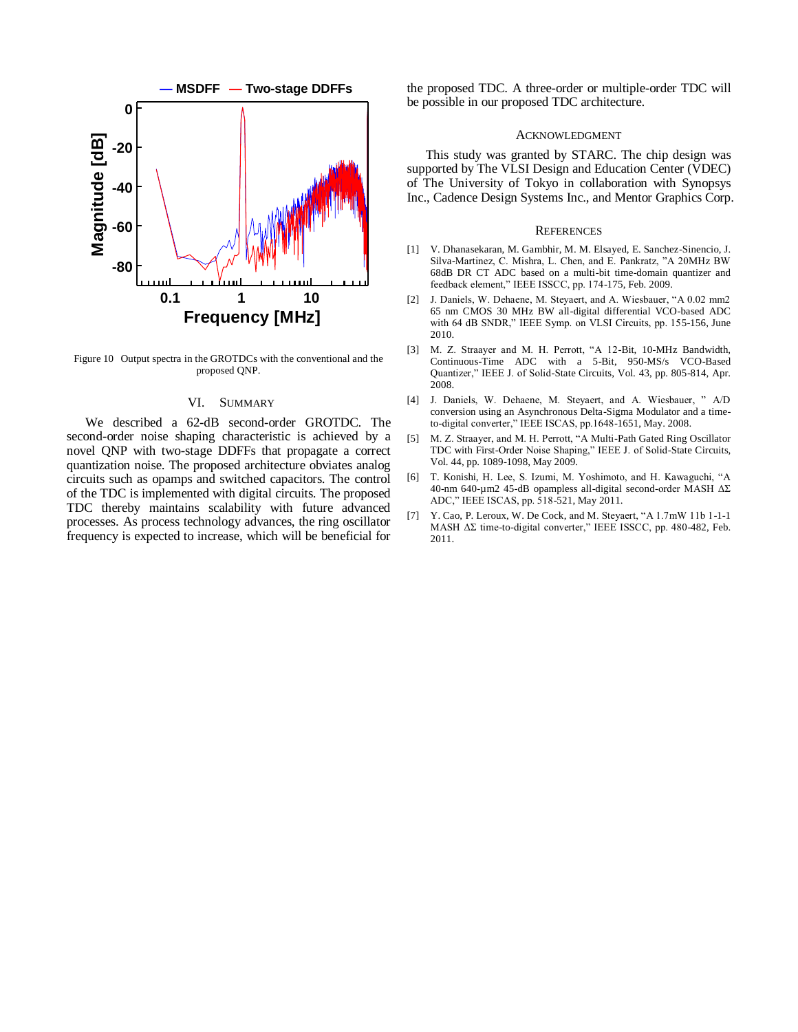— MSDFF — Two-stage DDFFs

Magnitude [dB]

0
-20
-40
-60
-80

0.1
1
10

Frequency [MHz]

Figure 10 Output spectra in the GROTDCs with the conventional and the proposed QNP.

## VI. Summary

We described a 62-dB second-order GROTDC. The second-order noise shaping characteristic is achieved by a novel QNP with two-stage DDFFs that propagate a correct quantization noise. The proposed architecture obviates analog circuits such as opamps and switched capacitors. The control of the TDC is implemented with digital circuits. The proposed TDC thereby maintains scalability with future advanced processes. As process technology advances, the ring oscillator frequency is expected to increase, which will be beneficial for the proposed TDC. A three-order or multiple-order TDC will be possible in our proposed TDC architecture.

## Acknowledgment

This study was granted by STARC. The chip design was supported by The VLSI Design and Education Center (VDEC) of The University of Tokyo in collaboration with Synopsys Inc., Cadence Design Systems Inc., and Mentor Graphics Corp.

## References

[1] V. Dhanasekaran, M. Gambhir, M. M. Elsayed, E. Sanchez-Sinencio, J. Silva-Martinez, C. Mishra, L. Chen, and E. Pankratz, "A 20MHz BW 68dB DR CT ADC based on a multi-bit time-domain quantizer and feedback element," IEEE ISSCC, pp. 174-175, Feb. 2009.

[2] J. Daniels, W. Dehaene, M. Steyaert, and A. Wiesbauer, "A 0.02 mm2 65 nm CMOS 30 MHz BW all-digital differential VCO-based ADC with 64 dB SNDR," IEEE Symp. on VLSI Circuits, pp. 155-156, June 2010.

[3] M. Z. Straayer and M. H. Perrott, "A 12-Bit, 10-MHz Bandwidth, Continuous-Time ADC with a 5-Bit, 950-MS/s VCO-Based Quantizer," IEEE J. of Solid-State Circuits, Vol. 43, pp. 805-814, Apr. 2008.

[4] J. Daniels, W. Dehaene, M. Steyaert, and A. Wiesbauer, " A/D conversion using an Asynchronous Delta-Sigma Modulator and a time-to-digital converter," IEEE ISCAS, pp.1648-1651, May. 2008.

[5] M. Z. Straayer, and M. H. Perrott, "A Multi-Path Gated Ring Oscillator TDC with First-Order Noise Shaping," IEEE J. of Solid-State Circuits, Vol. 44, pp. 1089-1098, May 2009.

[6] T. Konishi, H. Lee, S. Izumi, M. Yoshimoto, and H. Kawaguchi, "A 40-nm 640-µm2 45-dB opampless all-digital second-order MASH ΔΣ ADC," IEEE ISCAS, pp. 518-521, May 2011.

[7] Y. Cao, P. Leroux, W. De Cock, and M. Steyaert, "A 1.7mW 11b 1-1-1 MASH ΔΣ time-to-digital converter," IEEE ISSCC, pp. 480-482, Feb. 2011.